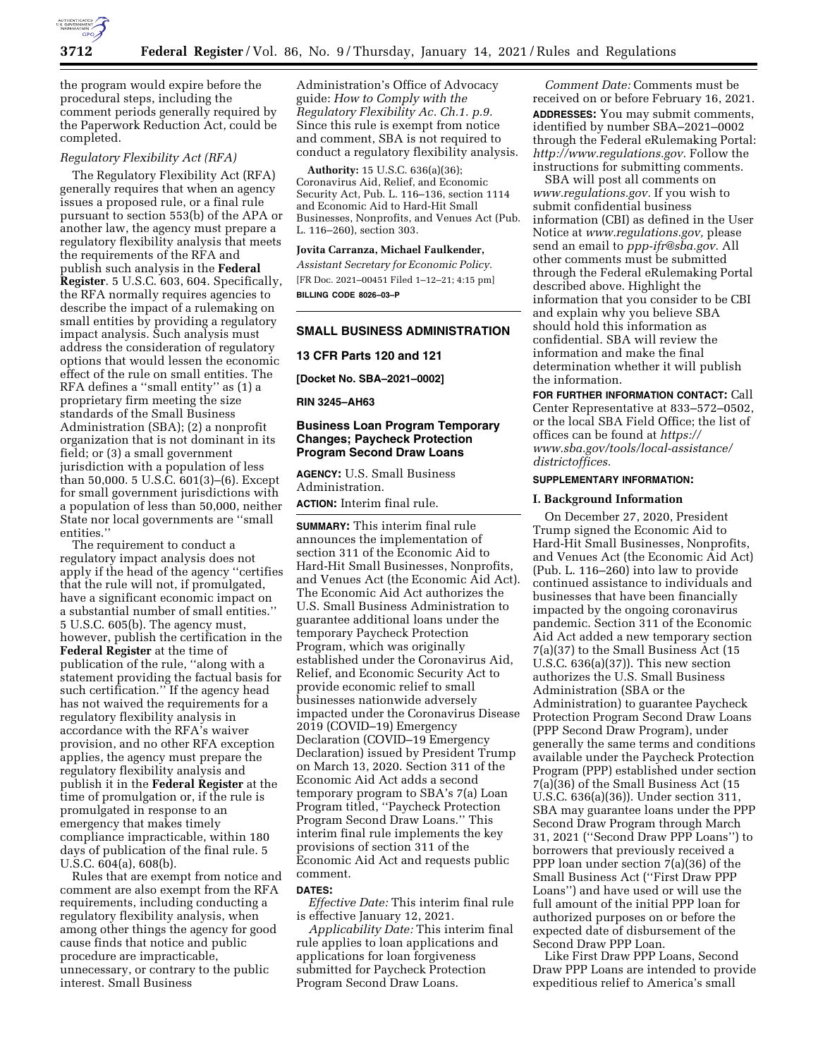the program would expire before the procedural steps, including the comment periods generally required by the Paperwork Reduction Act, could be completed.

*Regulatory Flexibility Act (RFA)*

The Regulatory Flexibility Act (RFA) generally requires that when an agency issues a proposed rule, or a final rule pursuant to section 553(b) of the APA or another law, the agency must prepare a regulatory flexibility analysis that meets the requirements of the RFA and publish such analysis in the **Federal Register**. 5 U.S.C. 603, 604. Specifically, the RFA normally requires agencies to describe the impact of a rulemaking on small entities by providing a regulatory impact analysis. Such analysis must address the consideration of regulatory options that would lessen the economic effect of the rule on small entities. The RFA defines a ''small entity'' as (1) a proprietary firm meeting the size standards of the Small Business Administration (SBA); (2) a nonprofit organization that is not dominant in its field; or (3) a small government jurisdiction with a population of less than 50,000. 5 U.S.C. 601(3)–(6). Except for small government jurisdictions with a population of less than 50,000, neither State nor local governments are ''small entities.''

The requirement to conduct a regulatory impact analysis does not apply if the head of the agency ''certifies that the rule will not, if promulgated, have a significant economic impact on a substantial number of small entities.'' 5 U.S.C. 605(b). The agency must, however, publish the certification in the **Federal Register** at the time of publication of the rule, ''along with a statement providing the factual basis for such certification.'' If the agency head has not waived the requirements for a regulatory flexibility analysis in accordance with the RFA's waiver provision, and no other RFA exception applies, the agency must prepare the regulatory flexibility analysis and publish it in the **Federal Register** at the time of promulgation or, if the rule is promulgated in response to an emergency that makes timely compliance impracticable, within 180 days of publication of the final rule. 5 U.S.C. 604(a), 608(b).

Rules that are exempt from notice and comment are also exempt from the RFA requirements, including conducting a regulatory flexibility analysis, when among other things the agency for good cause finds that notice and public procedure are impracticable, unnecessary, or contrary to the public interest. Small Business Administration's Office of Advocacy guide: *How to Comply with the Regulatory Flexibility Ac. Ch.1. p.9.* Since this rule is exempt from notice and comment, SBA is not required to conduct a regulatory flexibility analysis.

**Authority:** 15 U.S.C. 636(a)(36); Coronavirus Aid, Relief, and Economic Security Act, Pub. L. 116–136, section 1114 and Economic Aid to Hard-Hit Small Businesses, Nonprofits, and Venues Act (Pub. L. 116–260), section 303.

**Jovita Carranza, Michael Faulkender,**

*Assistant Secretary for Economic Policy.*

[FR Doc. 2021–00451 Filed 1–12–21; 4:15 pm]

**BILLING CODE 8026–03–P**

## SMALL BUSINESS ADMINISTRATION

**13 CFR Parts 120 and 121**

**[Docket No. SBA–2021–0002]**

**RIN 3245–AH63**

## Business Loan Program Temporary Changes; Paycheck Protection Program Second Draw Loans

**AGENCY:** U.S. Small Business Administration.

**ACTION:** Interim final rule.

**SUMMARY:** This interim final rule announces the implementation of section 311 of the Economic Aid to Hard-Hit Small Businesses, Nonprofits, and Venues Act (the Economic Aid Act). The Economic Aid Act authorizes the U.S. Small Business Administration to guarantee additional loans under the temporary Paycheck Protection Program, which was originally established under the Coronavirus Aid, Relief, and Economic Security Act to provide economic relief to small businesses nationwide adversely impacted under the Coronavirus Disease 2019 (COVID–19) Emergency Declaration (COVID–19 Emergency Declaration) issued by President Trump on March 13, 2020. Section 311 of the Economic Aid Act adds a second temporary program to SBA's 7(a) Loan Program titled, ''Paycheck Protection Program Second Draw Loans.'' This interim final rule implements the key provisions of section 311 of the Economic Aid Act and requests public comment.

**DATES:**

*Effective Date:* This interim final rule is effective January 12, 2021.

*Applicability Date:* This interim final rule applies to loan applications and applications for loan forgiveness submitted for Paycheck Protection Program Second Draw Loans.

*Comment Date:* Comments must be received on or before February 16, 2021.

**ADDRESSES:** You may submit comments, identified by number SBA–2021–0002 through the Federal eRulemaking Portal: *http://www.regulations.gov.* Follow the instructions for submitting comments.

SBA will post all comments on *www.regulations.gov.* If you wish to submit confidential business information (CBI) as defined in the User Notice at *www.regulations.gov,* please send an email to *ppp-ifr@sba.gov.* All other comments must be submitted through the Federal eRulemaking Portal described above. Highlight the information that you consider to be CBI and explain why you believe SBA should hold this information as confidential. SBA will review the information and make the final determination whether it will publish the information.

**FOR FURTHER INFORMATION CONTACT:** Call Center Representative at 833–572–0502, or the local SBA Field Office; the list of offices can be found at *https://www.sba.gov/tools/local-assistance/districtoffices.*

**SUPPLEMENTARY INFORMATION:**

### I. Background Information

On December 27, 2020, President Trump signed the Economic Aid to Hard-Hit Small Businesses, Nonprofits, and Venues Act (the Economic Aid Act) (Pub. L. 116–260) into law to provide continued assistance to individuals and businesses that have been financially impacted by the ongoing coronavirus pandemic. Section 311 of the Economic Aid Act added a new temporary section 7(a)(37) to the Small Business Act (15 U.S.C. 636(a)(37)). This new section authorizes the U.S. Small Business Administration (SBA or the Administration) to guarantee Paycheck Protection Program Second Draw Loans (PPP Second Draw Program), under generally the same terms and conditions available under the Paycheck Protection Program (PPP) established under section 7(a)(36) of the Small Business Act (15 U.S.C. 636(a)(36)). Under section 311, SBA may guarantee loans under the PPP Second Draw Program through March 31, 2021 (''Second Draw PPP Loans'') to borrowers that previously received a PPP loan under section 7(a)(36) of the Small Business Act (''First Draw PPP Loans'') and have used or will use the full amount of the initial PPP loan for authorized purposes on or before the expected date of disbursement of the Second Draw PPP Loan.

Like First Draw PPP Loans, Second Draw PPP Loans are intended to provide expeditious relief to America's small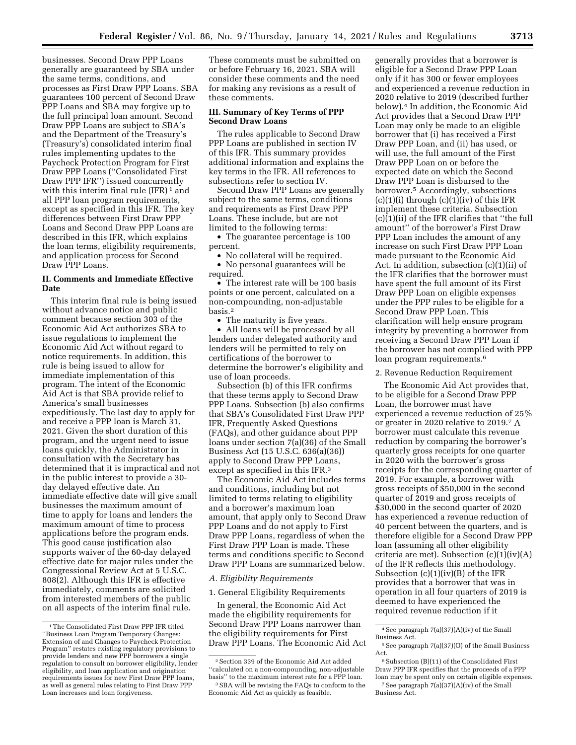businesses. Second Draw PPP Loans generally are guaranteed by SBA under the same terms, conditions, and processes as First Draw PPP Loans. SBA guarantees 100 percent of Second Draw PPP Loans and SBA may forgive up to the full principal loan amount. Second Draw PPP Loans are subject to SBA's and the Department of the Treasury's (Treasury's) consolidated interim final rules implementing updates to the Paycheck Protection Program for First Draw PPP Loans (''Consolidated First Draw PPP IFR'') issued concurrently with this interim final rule (IFR) [1] and all PPP loan program requirements, except as specified in this IFR. The key differences between First Draw PPP Loans and Second Draw PPP Loans are described in this IFR, which explains the loan terms, eligibility requirements, and application process for Second Draw PPP Loans.

## II. Comments and Immediate Effective Date

This interim final rule is being issued without advance notice and public comment because section 303 of the Economic Aid Act authorizes SBA to issue regulations to implement the Economic Aid Act without regard to notice requirements. In addition, this rule is being issued to allow for immediate implementation of this program. The intent of the Economic Aid Act is that SBA provide relief to America's small businesses expeditiously. The last day to apply for and receive a PPP loan is March 31, 2021. Given the short duration of this program, and the urgent need to issue loans quickly, the Administrator in consultation with the Secretary has determined that it is impractical and not in the public interest to provide a 30-day delayed effective date. An immediate effective date will give small businesses the maximum amount of time to apply for loans and lenders the maximum amount of time to process applications before the program ends. This good cause justification also supports waiver of the 60-day delayed effective date for major rules under the Congressional Review Act at 5 U.S.C. 808(2). Although this IFR is effective immediately, comments are solicited from interested members of the public on all aspects of the interim final rule. These comments must be submitted on or before February 16, 2021. SBA will consider these comments and the need for making any revisions as a result of these comments.

## III. Summary of Key Terms of PPP Second Draw Loans

The rules applicable to Second Draw PPP Loans are published in section IV of this IFR. This summary provides additional information and explains the key terms in the IFR. All references to subsections refer to section IV.

Second Draw PPP Loans are generally subject to the same terms, conditions and requirements as First Draw PPP Loans. These include, but are not limited to the following terms:

- The guarantee percentage is 100 percent.
- No collateral will be required.
- No personal guarantees will be required.
- The interest rate will be 100 basis points or one percent, calculated on a non-compounding, non-adjustable basis.[2]
- The maturity is five years.
- All loans will be processed by all lenders under delegated authority and lenders will be permitted to rely on certifications of the borrower to determine the borrower's eligibility and use of loan proceeds.

Subsection (b) of this IFR confirms that these terms apply to Second Draw PPP Loans. Subsection (b) also confirms that SBA's Consolidated First Draw PPP IFR, Frequently Asked Questions (FAQs), and other guidance about PPP loans under section 7(a)(36) of the Small Business Act (15 U.S.C. 636(a)(36)) apply to Second Draw PPP Loans, except as specified in this IFR.[3]

The Economic Aid Act includes terms and conditions, including but not limited to terms relating to eligibility and a borrower's maximum loan amount, that apply only to Second Draw PPP Loans and do not apply to First Draw PPP Loans, regardless of when the First Draw PPP Loan is made. These terms and conditions specific to Second Draw PPP Loans are summarized below.

### *A. Eligibility Requirements*

1. General Eligibility Requirements

In general, the Economic Aid Act made the eligibility requirements for Second Draw PPP Loans narrower than the eligibility requirements for First Draw PPP Loans. The Economic Aid Act generally provides that a borrower is eligible for a Second Draw PPP Loan only if it has 300 or fewer employees and experienced a revenue reduction in 2020 relative to 2019 (described further below).[4] In addition, the Economic Aid Act provides that a Second Draw PPP Loan may only be made to an eligible borrower that (i) has received a First Draw PPP Loan, and (ii) has used, or will use, the full amount of the First Draw PPP Loan on or before the expected date on which the Second Draw PPP Loan is disbursed to the borrower.[5] Accordingly, subsections (c)(1)(i) through (c)(1)(iv) of this IFR implement these criteria. Subsection (c)(1)(ii) of the IFR clarifies that ''the full amount'' of the borrower's First Draw PPP Loan includes the amount of any increase on such First Draw PPP Loan made pursuant to the Economic Aid Act. In addition, subsection (c)(1)(ii) of the IFR clarifies that the borrower must have spent the full amount of its First Draw PPP Loan on eligible expenses under the PPP rules to be eligible for a Second Draw PPP Loan. This clarification will help ensure program integrity by preventing a borrower from receiving a Second Draw PPP Loan if the borrower has not complied with PPP loan program requirements.[6]

2. Revenue Reduction Requirement

The Economic Aid Act provides that, to be eligible for a Second Draw PPP Loan, the borrower must have experienced a revenue reduction of 25% or greater in 2020 relative to 2019.[7] A borrower must calculate this revenue reduction by comparing the borrower's quarterly gross receipts for one quarter in 2020 with the borrower's gross receipts for the corresponding quarter of 2019. For example, a borrower with gross receipts of $50,000 in the second quarter of 2019 and gross receipts of $30,000 in the second quarter of 2020 has experienced a revenue reduction of 40 percent between the quarters, and is therefore eligible for a Second Draw PPP loan (assuming all other eligibility criteria are met). Subsection (c)(1)(iv)(A) of the IFR reflects this methodology. Subsection (c)(1)(iv)(B) of the IFR provides that a borrower that was in operation in all four quarters of 2019 is deemed to have experienced the required revenue reduction if it

---

[1] The Consolidated First Draw PPP IFR titled ''Business Loan Program Temporary Changes: Extension of and Changes to Paycheck Protection Program'' restates existing regulatory provisions to provide lenders and new PPP borrowers a single regulation to consult on borrower eligibility, lender eligibility, and loan application and origination requirements issues for new First Draw PPP loans, as well as general rules relating to First Draw PPP Loan increases and loan forgiveness.

[2] Section 339 of the Economic Aid Act added ''calculated on a non-compounding, non-adjustable basis'' to the maximum interest rate for a PPP loan.

[3] SBA will be revising the FAQs to conform to the Economic Aid Act as quickly as feasible.

[4] See paragraph 7(a)(37)(A)(iv) of the Small Business Act.

[5] See paragraph 7(a)(37)(O) of the Small Business Act.

[6] Subsection (B)(11) of the Consolidated First Draw PPP IFR specifies that the proceeds of a PPP loan may be spent only on certain eligible expenses.

[7] See paragraph 7(a)(37)(A)(iv) of the Small Business Act.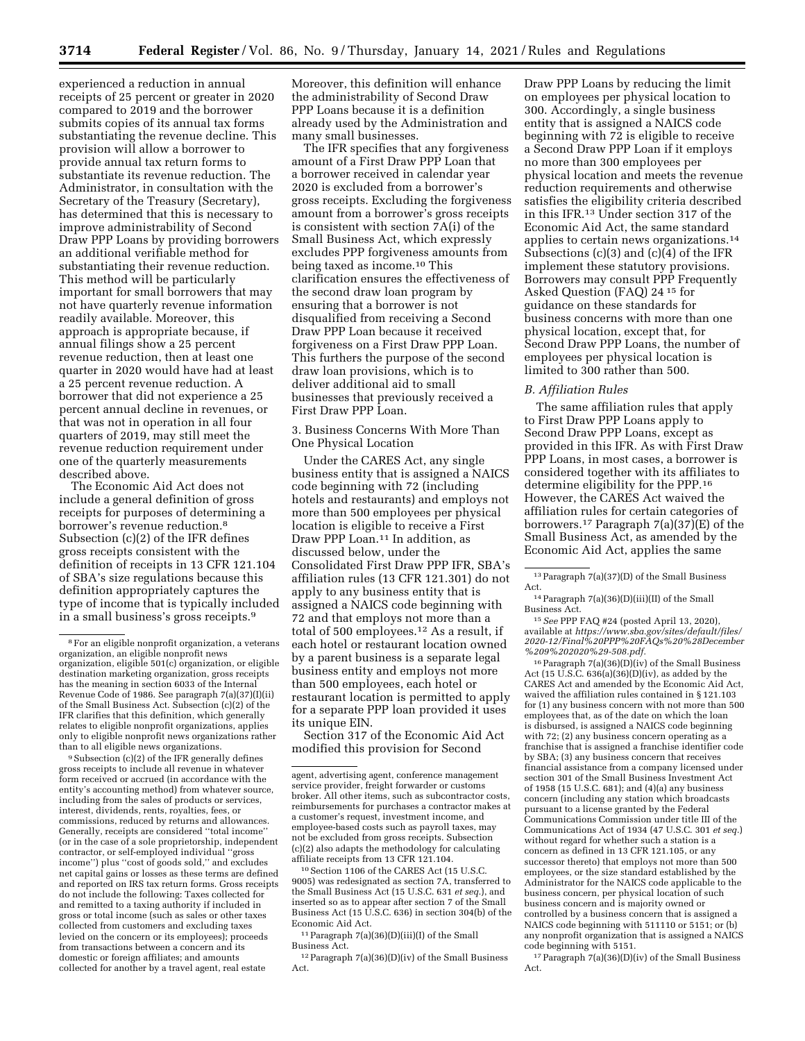experienced a reduction in annual receipts of 25 percent or greater in 2020 compared to 2019 and the borrower submits copies of its annual tax forms substantiating the revenue decline. This provision will allow a borrower to provide annual tax return forms to substantiate its revenue reduction. The Administrator, in consultation with the Secretary of the Treasury (Secretary), has determined that this is necessary to improve administrability of Second Draw PPP Loans by providing borrowers an additional verifiable method for substantiating their revenue reduction. This method will be particularly important for small borrowers that may not have quarterly revenue information readily available. Moreover, this approach is appropriate because, if annual filings show a 25 percent revenue reduction, then at least one quarter in 2020 would have had at least a 25 percent revenue reduction. A borrower that did not experience a 25 percent annual decline in revenues, or that was not in operation in all four quarters of 2019, may still meet the revenue reduction requirement under one of the quarterly measurements described above.

The Economic Aid Act does not include a general definition of gross receipts for purposes of determining a borrower's revenue reduction.[8] Subsection (c)(2) of the IFR defines gross receipts consistent with the definition of receipts in 13 CFR 121.104 of SBA's size regulations because this definition appropriately captures the type of income that is typically included in a small business's gross receipts.[9] Moreover, this definition will enhance the administrability of Second Draw PPP Loans because it is a definition already used by the Administration and many small businesses.

The IFR specifies that any forgiveness amount of a First Draw PPP Loan that a borrower received in calendar year 2020 is excluded from a borrower's gross receipts. Excluding the forgiveness amount from a borrower's gross receipts is consistent with section 7A(i) of the Small Business Act, which expressly excludes PPP forgiveness amounts from being taxed as income.[10] This clarification ensures the effectiveness of the second draw loan program by ensuring that a borrower is not disqualified from receiving a Second Draw PPP Loan because it received forgiveness on a First Draw PPP Loan. This furthers the purpose of the second draw loan provisions, which is to deliver additional aid to small businesses that previously received a First Draw PPP Loan.

3. Business Concerns With More Than One Physical Location

Under the CARES Act, any single business entity that is assigned a NAICS code beginning with 72 (including hotels and restaurants) and employs not more than 500 employees per physical location is eligible to receive a First Draw PPP Loan.[11] In addition, as discussed below, under the Consolidated First Draw PPP IFR, SBA's affiliation rules (13 CFR 121.301) do not apply to any business entity that is assigned a NAICS code beginning with 72 and that employs not more than a total of 500 employees.[12] As a result, if each hotel or restaurant location owned by a parent business is a separate legal business entity and employs not more than 500 employees, each hotel or restaurant location is permitted to apply for a separate PPP loan provided it uses its unique EIN.

Section 317 of the Economic Aid Act modified this provision for Second Draw PPP Loans by reducing the limit on employees per physical location to 300. Accordingly, a single business entity that is assigned a NAICS code beginning with 72 is eligible to receive a Second Draw PPP Loan if it employs no more than 300 employees per physical location and meets the revenue reduction requirements and otherwise satisfies the eligibility criteria described in this IFR.[13] Under section 317 of the Economic Aid Act, the same standard applies to certain news organizations.[14] Subsections (c)(3) and (c)(4) of the IFR implement these statutory provisions. Borrowers may consult PPP Frequently Asked Question (FAQ) 24 [15] for guidance on these standards for business concerns with more than one physical location, except that, for Second Draw PPP Loans, the number of employees per physical location is limited to 300 rather than 500.

### *B. Affiliation Rules*

The same affiliation rules that apply to First Draw PPP Loans apply to Second Draw PPP Loans, except as provided in this IFR. As with First Draw PPP Loans, in most cases, a borrower is considered together with its affiliates to determine eligibility for the PPP.[16] However, the CARES Act waived the affiliation rules for certain categories of borrowers.[17] Paragraph 7(a)(37)(E) of the Small Business Act, as amended by the Economic Aid Act, applies the same

---

[8] For an eligible nonprofit organization, a veterans organization, an eligible nonprofit news organization, eligible 501(c) organization, or eligible destination marketing organization, gross receipts has the meaning in section 6033 of the Internal Revenue Code of 1986. See paragraph 7(a)(37)(I)(ii) of the Small Business Act. Subsection (c)(2) of the IFR clarifies that this definition, which generally relates to eligible nonprofit organizations, applies only to eligible nonprofit news organizations rather than to all eligible news organizations.

[9] Subsection (c)(2) of the IFR generally defines gross receipts to include all revenue in whatever form received or accrued (in accordance with the entity's accounting method) from whatever source, including from the sales of products or services, interest, dividends, rents, royalties, fees, or commissions, reduced by returns and allowances. Generally, receipts are considered "total income" (or in the case of a sole proprietorship, independent contractor, or self-employed individual "gross income") plus "cost of goods sold," and excludes net capital gains or losses as these terms are defined and reported on IRS tax return forms. Gross receipts do not include the following: Taxes collected for and remitted to a taxing authority if included in gross or total income (such as sales or other taxes collected from customers and excluding taxes levied on the concern or its employees); proceeds from transactions between a concern and its domestic or foreign affiliates; and amounts collected for another by a travel agent, real estate agent, advertising agent, conference management service provider, freight forwarder or customs broker. All other items, such as subcontractor costs, reimbursements for purchases a contractor makes at a customer's request, investment income, and employee-based costs such as payroll taxes, may not be excluded from gross receipts. Subsection (c)(2) also adapts the methodology for calculating affiliate receipts from 13 CFR 121.104.

[10] Section 1106 of the CARES Act (15 U.S.C. 9005) was redesignated as section 7A, transferred to the Small Business Act (15 U.S.C. 631 *et seq.*), and inserted so as to appear after section 7 of the Small Business Act (15 U.S.C. 636) in section 304(b) of the Economic Aid Act.

[11] Paragraph 7(a)(36)(D)(iii)(I) of the Small Business Act.

[12] Paragraph 7(a)(36)(D)(iv) of the Small Business Act.

[13] Paragraph 7(a)(37)(D) of the Small Business Act.

[14] Paragraph 7(a)(36)(D)(iii)(II) of the Small Business Act.

[15] *See* PPP FAQ #24 (posted April 13, 2020), available at *https://www.sba.gov/sites/default/files/2020-12/Final%20PPP%20FAQs%20%28December%209%202020%29-508.pdf.*

[16] Paragraph 7(a)(36)(D)(iv) of the Small Business Act (15 U.S.C. 636(a)(36)(D)(iv), as added by the CARES Act and amended by the Economic Aid Act, waived the affiliation rules contained in § 121.103 for (1) any business concern with not more than 500 employees that, as of the date on which the loan is disbursed, is assigned a NAICS code beginning with 72; (2) any business concern operating as a franchise that is assigned a franchise identifier code by SBA; (3) any business concern that receives financial assistance from a company licensed under section 301 of the Small Business Investment Act of 1958 (15 U.S.C. 681); and (4)(a) any business concern (including any station which broadcasts pursuant to a license granted by the Federal Communications Commission under title III of the Communications Act of 1934 (47 U.S.C. 301 *et seq.*) without regard for whether such a station is a concern as defined in 13 CFR 121.105, or any successor thereto) that employs not more than 500 employees, or the size standard established by the Administrator for the NAICS code applicable to the business concern, per physical location of such business concern and is majority owned or controlled by a business concern that is assigned a NAICS code beginning with 511110 or 5151; or (b) any nonprofit organization that is assigned a NAICS code beginning with 5151.

[17] Paragraph 7(a)(36)(D)(iv) of the Small Business Act.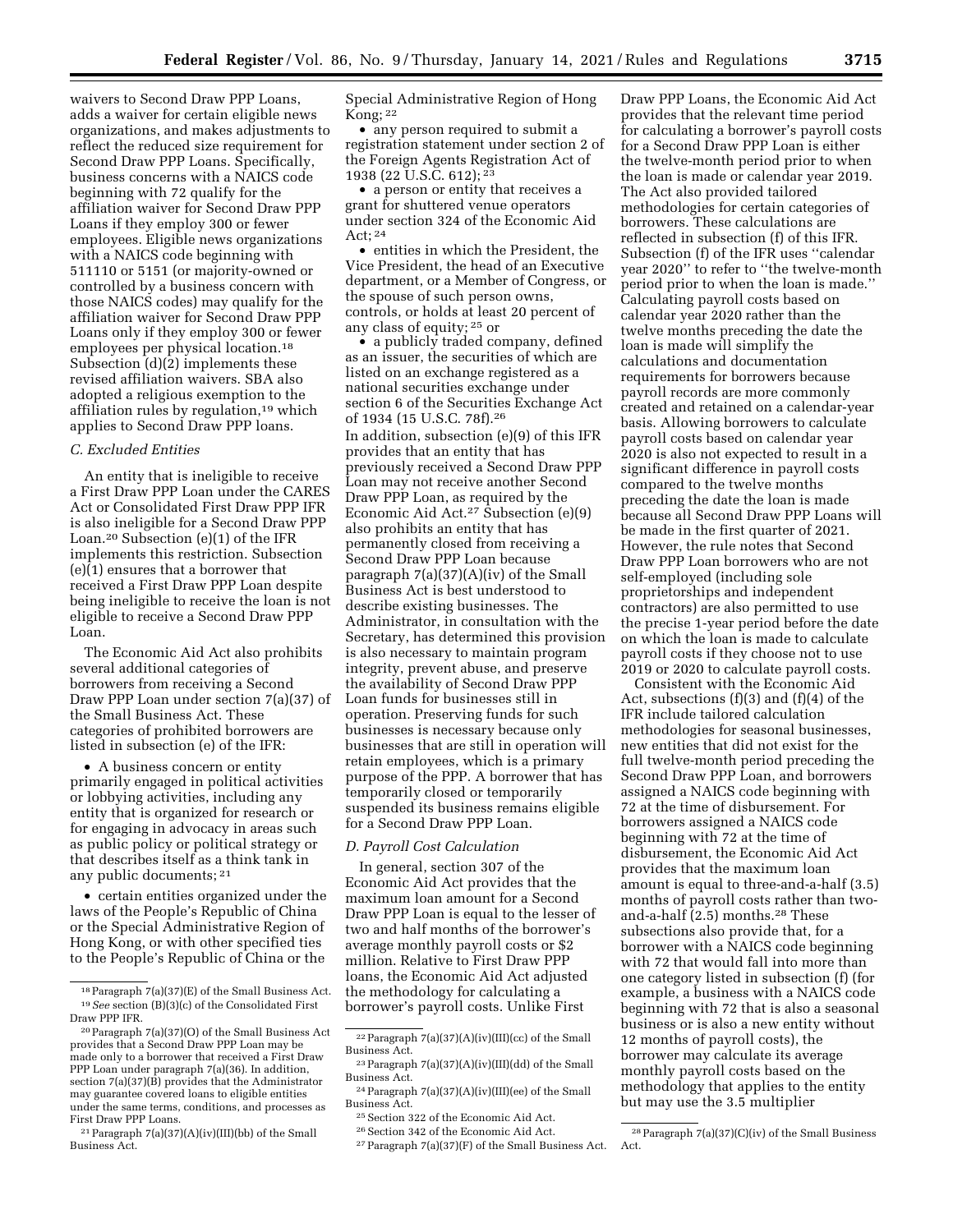waivers to Second Draw PPP Loans, adds a waiver for certain eligible news organizations, and makes adjustments to reflect the reduced size requirement for Second Draw PPP Loans. Specifically, business concerns with a NAICS code beginning with 72 qualify for the affiliation waiver for Second Draw PPP Loans if they employ 300 or fewer employees. Eligible news organizations with a NAICS code beginning with 511110 or 5151 (or majority-owned or controlled by a business concern with those NAICS codes) may qualify for the affiliation waiver for Second Draw PPP Loans only if they employ 300 or fewer employees per physical location.[18] Subsection (d)(2) implements these revised affiliation waivers. SBA also adopted a religious exemption to the affiliation rules by regulation,[19] which applies to Second Draw PPP loans.

### C. Excluded Entities

An entity that is ineligible to receive a First Draw PPP Loan under the CARES Act or Consolidated First Draw PPP IFR is also ineligible for a Second Draw PPP Loan.[20] Subsection (e)(1) of the IFR implements this restriction. Subsection (e)(1) ensures that a borrower that received a First Draw PPP Loan despite being ineligible to receive the loan is not eligible to receive a Second Draw PPP Loan.

The Economic Aid Act also prohibits several additional categories of borrowers from receiving a Second Draw PPP Loan under section 7(a)(37) of the Small Business Act. These categories of prohibited borrowers are listed in subsection (e) of the IFR:

- A business concern or entity primarily engaged in political activities or lobbying activities, including any entity that is organized for research or for engaging in advocacy in areas such as public policy or political strategy or that describes itself as a think tank in any public documents;[21]
- certain entities organized under the laws of the People's Republic of China or the Special Administrative Region of Hong Kong, or with other specified ties to the People's Republic of China or the Special Administrative Region of Hong Kong;[22]
- any person required to submit a registration statement under section 2 of the Foreign Agents Registration Act of 1938 (22 U.S.C. 612);[23]
- a person or entity that receives a grant for shuttered venue operators under section 324 of the Economic Aid Act;[24]
- entities in which the President, the Vice President, the head of an Executive department, or a Member of Congress, or the spouse of such person owns, controls, or holds at least 20 percent of any class of equity;[25] or
- a publicly traded company, defined as an issuer, the securities of which are listed on an exchange registered as a national securities exchange under section 6 of the Securities Exchange Act of 1934 (15 U.S.C. 78f).[26]

In addition, subsection (e)(9) of this IFR provides that an entity that has previously received a Second Draw PPP Loan may not receive another Second Draw PPP Loan, as required by the Economic Aid Act.[27] Subsection (e)(9) also prohibits an entity that has permanently closed from receiving a Second Draw PPP Loan because paragraph 7(a)(37)(A)(iv) of the Small Business Act is best understood to describe existing businesses. The Administrator, in consultation with the Secretary, has determined this provision is also necessary to maintain program integrity, prevent abuse, and preserve the availability of Second Draw PPP Loan funds for businesses still in operation. Preserving funds for such businesses is necessary because only businesses that are still in operation will retain employees, which is a primary purpose of the PPP. A borrower that has temporarily closed or temporarily suspended its business remains eligible for a Second Draw PPP Loan.

### D. Payroll Cost Calculation

In general, section 307 of the Economic Aid Act provides that the maximum loan amount for a Second Draw PPP Loan is equal to the lesser of two and half months of the borrower's average monthly payroll costs or $2 million. Relative to First Draw PPP loans, the Economic Aid Act adjusted the methodology for calculating a borrower's payroll costs. Unlike First Draw PPP Loans, the Economic Aid Act provides that the relevant time period for calculating a borrower's payroll costs for a Second Draw PPP Loan is either the twelve-month period prior to when the loan is made or calendar year 2019. The Act also provided tailored methodologies for certain categories of borrowers. These calculations are reflected in subsection (f) of this IFR. Subsection (f) of the IFR uses "calendar year 2020" to refer to "the twelve-month period prior to when the loan is made." Calculating payroll costs based on calendar year 2020 rather than the twelve months preceding the date the loan is made will simplify the calculations and documentation requirements for borrowers because payroll records are more commonly created and retained on a calendar-year basis. Allowing borrowers to calculate payroll costs based on calendar year 2020 is also not expected to result in a significant difference in payroll costs compared to the twelve months preceding the date the loan is made because all Second Draw PPP Loans will be made in the first quarter of 2021. However, the rule notes that Second Draw PPP Loan borrowers who are not self-employed (including sole proprietorships and independent contractors) are also permitted to use the precise 1-year period before the date on which the loan is made to calculate payroll costs if they choose not to use 2019 or 2020 to calculate payroll costs.

Consistent with the Economic Aid Act, subsections (f)(3) and (f)(4) of the IFR include tailored calculation methodologies for seasonal businesses, new entities that did not exist for the full twelve-month period preceding the Second Draw PPP Loan, and borrowers assigned a NAICS code beginning with 72 at the time of disbursement. For borrowers assigned a NAICS code beginning with 72 at the time of disbursement, the Economic Aid Act provides that the maximum loan amount is equal to three-and-a-half (3.5) months of payroll costs rather than two-and-a-half (2.5) months.[28] These subsections also provide that, for a borrower with a NAICS code beginning with 72 that would fall into more than one category listed in subsection (f) (for example, a business with a NAICS code beginning with 72 that is also a seasonal business or is also a new entity without 12 months of payroll costs), the borrower may calculate its average monthly payroll costs based on the methodology that applies to the entity but may use the 3.5 multiplier

---

[18] Paragraph 7(a)(37)(E) of the Small Business Act.

[19] *See* section (B)(3)(c) of the Consolidated First Draw PPP IFR.

[20] Paragraph 7(a)(37)(O) of the Small Business Act provides that a Second Draw PPP Loan may be made only to a borrower that received a First Draw PPP Loan under paragraph 7(a)(36). In addition, section 7(a)(37)(B) provides that the Administrator may guarantee covered loans to eligible entities under the same terms, conditions, and processes as First Draw PPP Loans.

[21] Paragraph 7(a)(37)(A)(iv)(III)(bb) of the Small Business Act.

[22] Paragraph 7(a)(37)(A)(iv)(III)(cc) of the Small Business Act.

[23] Paragraph 7(a)(37)(A)(iv)(III)(dd) of the Small Business Act.

[24] Paragraph 7(a)(37)(A)(iv)(III)(ee) of the Small Business Act.

[25] Section 322 of the Economic Aid Act.

[26] Section 342 of the Economic Aid Act.

[27] Paragraph 7(a)(37)(F) of the Small Business Act.

[28] Paragraph 7(a)(37)(C)(iv) of the Small Business Act.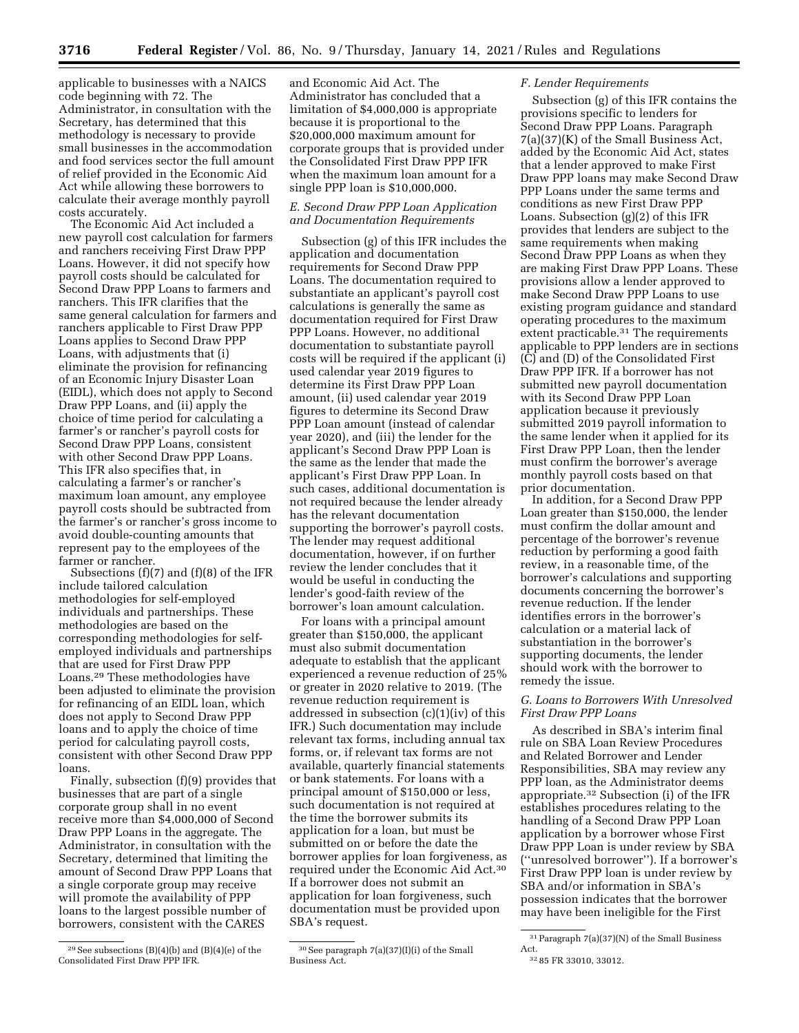applicable to businesses with a NAICS code beginning with 72. The Administrator, in consultation with the Secretary, has determined that this methodology is necessary to provide small businesses in the accommodation and food services sector the full amount of relief provided in the Economic Aid Act while allowing these borrowers to calculate their average monthly payroll costs accurately.

The Economic Aid Act included a new payroll cost calculation for farmers and ranchers receiving First Draw PPP Loans. However, it did not specify how payroll costs should be calculated for Second Draw PPP Loans to farmers and ranchers. This IFR clarifies that the same general calculation for farmers and ranchers applicable to First Draw PPP Loans applies to Second Draw PPP Loans, with adjustments that (i) eliminate the provision for refinancing of an Economic Injury Disaster Loan (EIDL), which does not apply to Second Draw PPP Loans, and (ii) apply the choice of time period for calculating a farmer's or rancher's payroll costs for Second Draw PPP Loans, consistent with other Second Draw PPP Loans. This IFR also specifies that, in calculating a farmer's or rancher's maximum loan amount, any employee payroll costs should be subtracted from the farmer's or rancher's gross income to avoid double-counting amounts that represent pay to the employees of the farmer or rancher.

Subsections (f)(7) and (f)(8) of the IFR include tailored calculation methodologies for self-employed individuals and partnerships. These methodologies are based on the corresponding methodologies for self-employed individuals and partnerships that are used for First Draw PPP Loans.[29] These methodologies have been adjusted to eliminate the provision for refinancing of an EIDL loan, which does not apply to Second Draw PPP loans and to apply the choice of time period for calculating payroll costs, consistent with other Second Draw PPP loans.

Finally, subsection (f)(9) provides that businesses that are part of a single corporate group shall in no event receive more than $4,000,000 of Second Draw PPP Loans in the aggregate. The Administrator, in consultation with the Secretary, determined that limiting the amount of Second Draw PPP Loans that a single corporate group may receive will promote the availability of PPP loans to the largest possible number of borrowers, consistent with the CARES and Economic Aid Act. The Administrator has concluded that a limitation of $4,000,000 is appropriate because it is proportional to the $20,000,000 maximum amount for corporate groups that is provided under the Consolidated First Draw PPP IFR when the maximum loan amount for a single PPP loan is $10,000,000.

### *E. Second Draw PPP Loan Application and Documentation Requirements*

Subsection (g) of this IFR includes the application and documentation requirements for Second Draw PPP Loans. The documentation required to substantiate an applicant's payroll cost calculations is generally the same as documentation required for First Draw PPP Loans. However, no additional documentation to substantiate payroll costs will be required if the applicant (i) used calendar year 2019 figures to determine its First Draw PPP Loan amount, (ii) used calendar year 2019 figures to determine its Second Draw PPP Loan amount (instead of calendar year 2020), and (iii) the lender for the applicant's Second Draw PPP Loan is the same as the lender that made the applicant's First Draw PPP Loan. In such cases, additional documentation is not required because the lender already has the relevant documentation supporting the borrower's payroll costs. The lender may request additional documentation, however, if on further review the lender concludes that it would be useful in conducting the lender's good-faith review of the borrower's loan amount calculation.

For loans with a principal amount greater than $150,000, the applicant must also submit documentation adequate to establish that the applicant experienced a revenue reduction of 25% or greater in 2020 relative to 2019. (The revenue reduction requirement is addressed in subsection (c)(1)(iv) of this IFR.) Such documentation may include relevant tax forms, including annual tax forms, or, if relevant tax forms are not available, quarterly financial statements or bank statements. For loans with a principal amount of $150,000 or less, such documentation is not required at the time the borrower submits its application for a loan, but must be submitted on or before the date the borrower applies for loan forgiveness, as required under the Economic Aid Act.[30] If a borrower does not submit an application for loan forgiveness, such documentation must be provided upon SBA's request.

### *F. Lender Requirements*

Subsection (g) of this IFR contains the provisions specific to lenders for Second Draw PPP Loans. Paragraph 7(a)(37)(K) of the Small Business Act, added by the Economic Aid Act, states that a lender approved to make First Draw PPP loans may make Second Draw PPP Loans under the same terms and conditions as new First Draw PPP Loans. Subsection (g)(2) of this IFR provides that lenders are subject to the same requirements when making Second Draw PPP Loans as when they are making First Draw PPP Loans. These provisions allow a lender approved to make Second Draw PPP Loans to use existing program guidance and standard operating procedures to the maximum extent practicable.[31] The requirements applicable to PPP lenders are in sections (C) and (D) of the Consolidated First Draw PPP IFR. If a borrower has not submitted new payroll documentation with its Second Draw PPP Loan application because it previously submitted 2019 payroll information to the same lender when it applied for its First Draw PPP Loan, then the lender must confirm the borrower's average monthly payroll costs based on that prior documentation.

In addition, for a Second Draw PPP Loan greater than $150,000, the lender must confirm the dollar amount and percentage of the borrower's revenue reduction by performing a good faith review, in a reasonable time, of the borrower's calculations and supporting documents concerning the borrower's revenue reduction. If the lender identifies errors in the borrower's calculation or a material lack of substantiation in the borrower's supporting documents, the lender should work with the borrower to remedy the issue.

### *G. Loans to Borrowers With Unresolved First Draw PPP Loans*

As described in SBA's interim final rule on SBA Loan Review Procedures and Related Borrower and Lender Responsibilities, SBA may review any PPP loan, as the Administrator deems appropriate.[32] Subsection (i) of the IFR establishes procedures relating to the handling of a Second Draw PPP Loan application by a borrower whose First Draw PPP Loan is under review by SBA (''unresolved borrower''). If a borrower's First Draw PPP loan is under review by SBA and/or information in SBA's possession indicates that the borrower may have been ineligible for the First

---

[29] See subsections (B)(4)(b) and (B)(4)(e) of the Consolidated First Draw PPP IFR.

[30] See paragraph 7(a)(37)(I)(i) of the Small Business Act.

[31] Paragraph 7(a)(37)(N) of the Small Business Act.

[32] 85 FR 33010, 33012.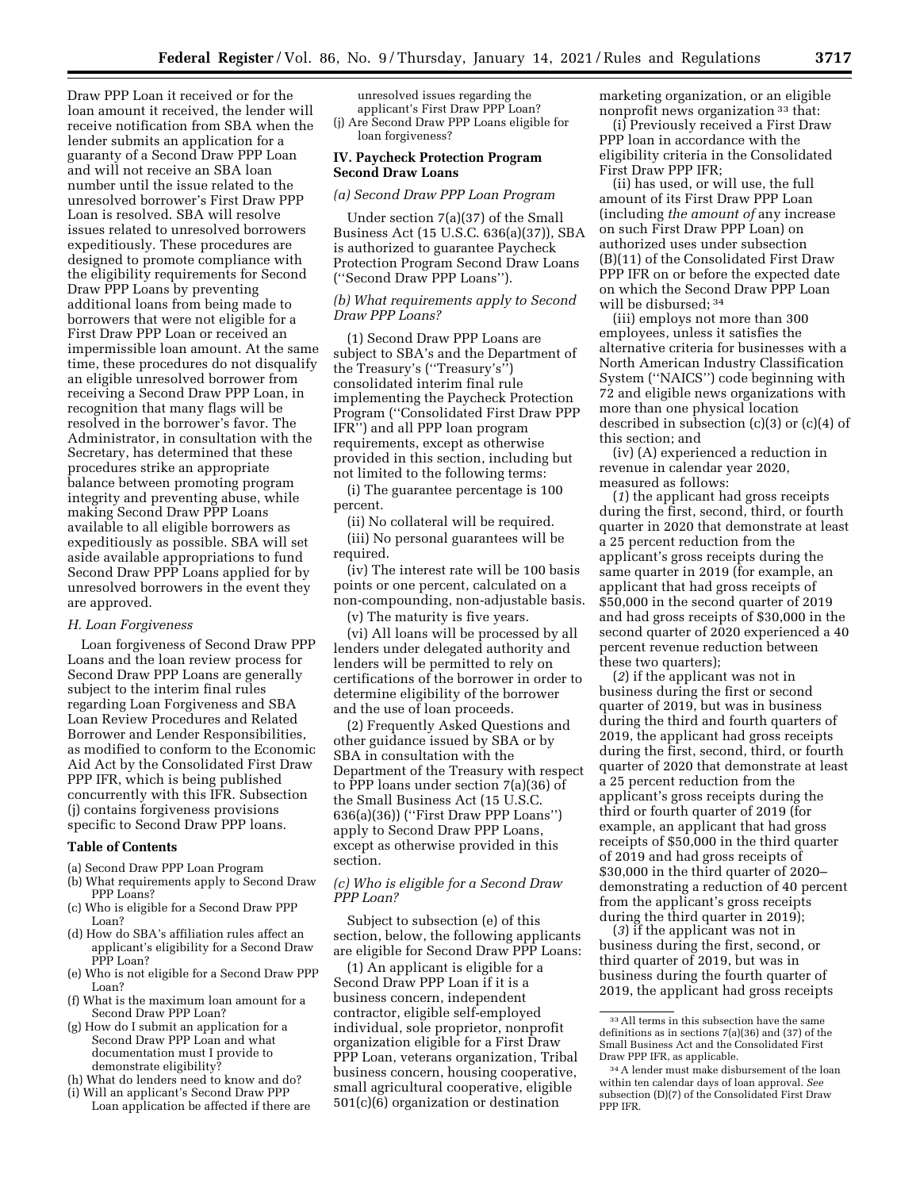Draw PPP Loan it received or for the loan amount it received, the lender will receive notification from SBA when the lender submits an application for a guaranty of a Second Draw PPP Loan and will not receive an SBA loan number until the issue related to the unresolved borrower's First Draw PPP Loan is resolved. SBA will resolve issues related to unresolved borrowers expeditiously. These procedures are designed to promote compliance with the eligibility requirements for Second Draw PPP Loans by preventing additional loans from being made to borrowers that were not eligible for a First Draw PPP Loan or received an impermissible loan amount. At the same time, these procedures do not disqualify an eligible unresolved borrower from receiving a Second Draw PPP Loan, in recognition that many flags will be resolved in the borrower's favor. The Administrator, in consultation with the Secretary, has determined that these procedures strike an appropriate balance between promoting program integrity and preventing abuse, while making Second Draw PPP Loans available to all eligible borrowers as expeditiously as possible. SBA will set aside available appropriations to fund Second Draw PPP Loans applied for by unresolved borrowers in the event they are approved.

### H. Loan Forgiveness

Loan forgiveness of Second Draw PPP Loans and the loan review process for Second Draw PPP Loans are generally subject to the interim final rules regarding Loan Forgiveness and SBA Loan Review Procedures and Related Borrower and Lender Responsibilities, as modified to conform to the Economic Aid Act by the Consolidated First Draw PPP IFR, which is being published concurrently with this IFR. Subsection (j) contains forgiveness provisions specific to Second Draw PPP loans.

### Table of Contents

- (a) Second Draw PPP Loan Program
- (b) What requirements apply to Second Draw PPP Loans?
- (c) Who is eligible for a Second Draw PPP Loan?
- (d) How do SBA's affiliation rules affect an applicant's eligibility for a Second Draw PPP Loan?
- (e) Who is not eligible for a Second Draw PPP Loan?
- (f) What is the maximum loan amount for a Second Draw PPP Loan?
- (g) How do I submit an application for a Second Draw PPP Loan and what documentation must I provide to demonstrate eligibility?
- (h) What do lenders need to know and do?
- (i) Will an applicant's Second Draw PPP Loan application be affected if there are unresolved issues regarding the applicant's First Draw PPP Loan?
- (j) Are Second Draw PPP Loans eligible for loan forgiveness?

## IV. Paycheck Protection Program Second Draw Loans

### *(a) Second Draw PPP Loan Program*

Under section 7(a)(37) of the Small Business Act (15 U.S.C. 636(a)(37)), SBA is authorized to guarantee Paycheck Protection Program Second Draw Loans (''Second Draw PPP Loans'').

### *(b) What requirements apply to Second Draw PPP Loans?*

(1) Second Draw PPP Loans are subject to SBA's and the Department of the Treasury's (''Treasury's'') consolidated interim final rule implementing the Paycheck Protection Program (''Consolidated First Draw PPP IFR'') and all PPP loan program requirements, except as otherwise provided in this section, including but not limited to the following terms:

(i) The guarantee percentage is 100 percent.

(ii) No collateral will be required.

(iii) No personal guarantees will be required.

(iv) The interest rate will be 100 basis points or one percent, calculated on a non-compounding, non-adjustable basis.

(v) The maturity is five years.

(vi) All loans will be processed by all lenders under delegated authority and lenders will be permitted to rely on certifications of the borrower in order to determine eligibility of the borrower and the use of loan proceeds.

(2) Frequently Asked Questions and other guidance issued by SBA or by SBA in consultation with the Department of the Treasury with respect to PPP loans under section 7(a)(36) of the Small Business Act (15 U.S.C. 636(a)(36)) (''First Draw PPP Loans'') apply to Second Draw PPP Loans, except as otherwise provided in this section.

### *(c) Who is eligible for a Second Draw PPP Loan?*

Subject to subsection (e) of this section, below, the following applicants are eligible for Second Draw PPP Loans:

(1) An applicant is eligible for a Second Draw PPP Loan if it is a business concern, independent contractor, eligible self-employed individual, sole proprietor, nonprofit organization eligible for a First Draw PPP Loan, veterans organization, Tribal business concern, housing cooperative, small agricultural cooperative, eligible 501(c)(6) organization or destination marketing organization, or an eligible nonprofit news organization [33] that:

(i) Previously received a First Draw PPP loan in accordance with the eligibility criteria in the Consolidated First Draw PPP IFR;

(ii) has used, or will use, the full amount of its First Draw PPP Loan (including *the amount of* any increase on such First Draw PPP Loan) on authorized uses under subsection (B)(11) of the Consolidated First Draw PPP IFR on or before the expected date on which the Second Draw PPP Loan will be disbursed; [34]

(iii) employs not more than 300 employees, unless it satisfies the alternative criteria for businesses with a North American Industry Classification System (''NAICS'') code beginning with 72 and eligible news organizations with more than one physical location described in subsection (c)(3) or (c)(4) of this section; and

(iv) (A) experienced a reduction in revenue in calendar year 2020, measured as follows:

(*1*) the applicant had gross receipts during the first, second, third, or fourth quarter in 2020 that demonstrate at least a 25 percent reduction from the applicant's gross receipts during the same quarter in 2019 (for example, an applicant that had gross receipts of $50,000 in the second quarter of 2019 and had gross receipts of $30,000 in the second quarter of 2020 experienced a 40 percent revenue reduction between these two quarters);

(*2*) if the applicant was not in business during the first or second quarter of 2019, but was in business during the third and fourth quarters of 2019, the applicant had gross receipts during the first, second, third, or fourth quarter of 2020 that demonstrate at least a 25 percent reduction from the applicant's gross receipts during the third or fourth quarter of 2019 (for example, an applicant that had gross receipts of $50,000 in the third quarter of 2019 and had gross receipts of $30,000 in the third quarter of 2020– demonstrating a reduction of 40 percent from the applicant's gross receipts during the third quarter in 2019);

(*3*) if the applicant was not in business during the first, second, or third quarter of 2019, but was in business during the fourth quarter of 2019, the applicant had gross receipts

---

[33] All terms in this subsection have the same definitions as in sections 7(a)(36) and (37) of the Small Business Act and the Consolidated First Draw PPP IFR, as applicable.

[34] A lender must make disbursement of the loan within ten calendar days of loan approval. *See* subsection (D)(7) of the Consolidated First Draw PPP IFR.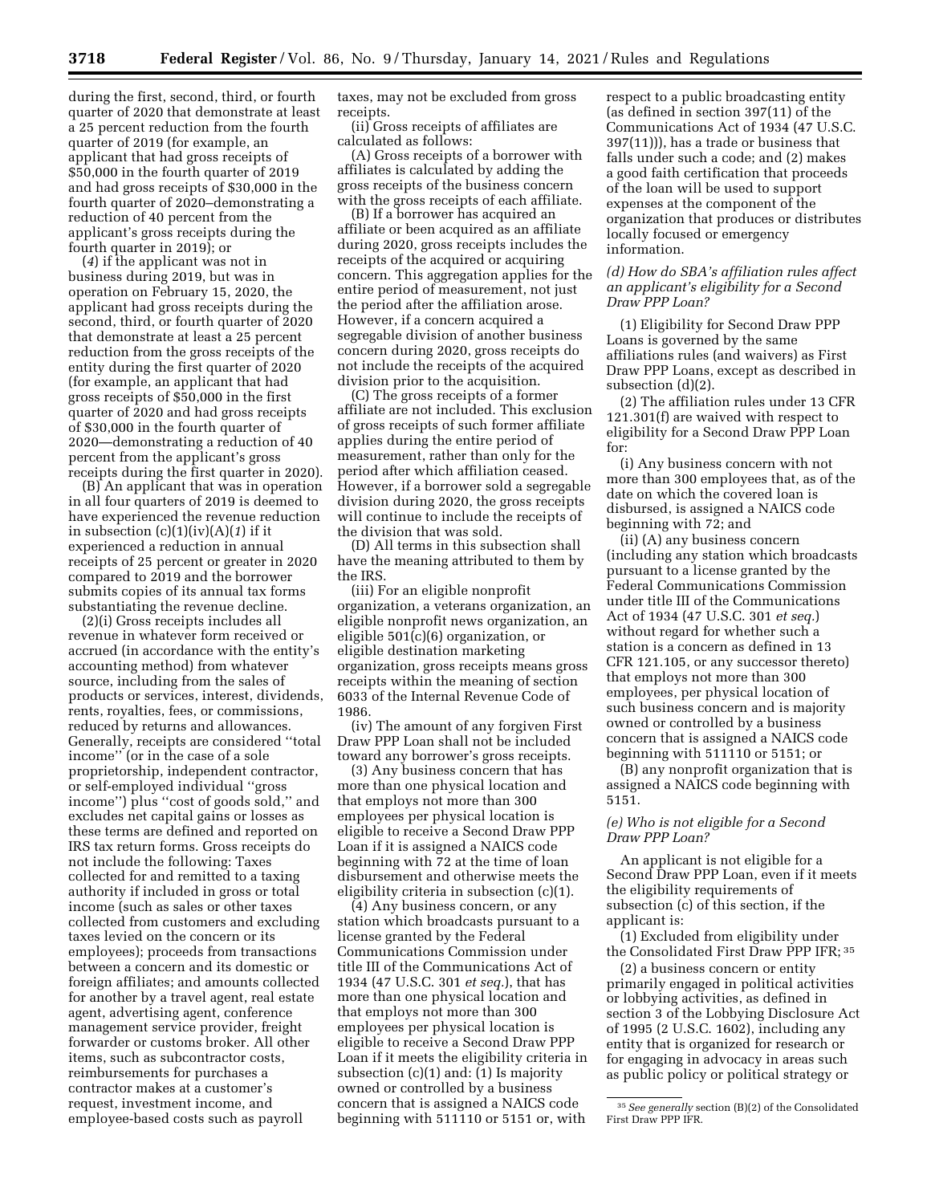during the first, second, third, or fourth quarter of 2020 that demonstrate at least a 25 percent reduction from the fourth quarter of 2019 (for example, an applicant that had gross receipts of $50,000 in the fourth quarter of 2019 and had gross receipts of $30,000 in the fourth quarter of 2020–demonstrating a reduction of 40 percent from the applicant's gross receipts during the fourth quarter in 2019); or

(*4*) if the applicant was not in business during 2019, but was in operation on February 15, 2020, the applicant had gross receipts during the second, third, or fourth quarter of 2020 that demonstrate at least a 25 percent reduction from the gross receipts of the entity during the first quarter of 2020 (for example, an applicant that had gross receipts of $50,000 in the first quarter of 2020 and had gross receipts of $30,000 in the fourth quarter of 2020—demonstrating a reduction of 40 percent from the applicant's gross receipts during the first quarter in 2020).

(B) An applicant that was in operation in all four quarters of 2019 is deemed to have experienced the revenue reduction in subsection (c)(1)(iv)(A)(*1*) if it experienced a reduction in annual receipts of 25 percent or greater in 2020 compared to 2019 and the borrower submits copies of its annual tax forms substantiating the revenue decline.

(2)(i) Gross receipts includes all revenue in whatever form received or accrued (in accordance with the entity's accounting method) from whatever source, including from the sales of products or services, interest, dividends, rents, royalties, fees, or commissions, reduced by returns and allowances. Generally, receipts are considered "total income" (or in the case of a sole proprietorship, independent contractor, or self-employed individual "gross income") plus "cost of goods sold," and excludes net capital gains or losses as these terms are defined and reported on IRS tax return forms. Gross receipts do not include the following: Taxes collected for and remitted to a taxing authority if included in gross or total income (such as sales or other taxes collected from customers and excluding taxes levied on the concern or its employees); proceeds from transactions between a concern and its domestic or foreign affiliates; and amounts collected for another by a travel agent, real estate agent, advertising agent, conference management service provider, freight forwarder or customs broker. All other items, such as subcontractor costs, reimbursements for purchases a contractor makes at a customer's request, investment income, and employee-based costs such as payroll taxes, may not be excluded from gross receipts.

(ii) Gross receipts of affiliates are calculated as follows:

(A) Gross receipts of a borrower with affiliates is calculated by adding the gross receipts of the business concern with the gross receipts of each affiliate.

(B) If a borrower has acquired an affiliate or been acquired as an affiliate during 2020, gross receipts includes the receipts of the acquired or acquiring concern. This aggregation applies for the entire period of measurement, not just the period after the affiliation arose. However, if a concern acquired a segregable division of another business concern during 2020, gross receipts do not include the receipts of the acquired division prior to the acquisition.

(C) The gross receipts of a former affiliate are not included. This exclusion of gross receipts of such former affiliate applies during the entire period of measurement, rather than only for the period after which affiliation ceased. However, if a borrower sold a segregable division during 2020, the gross receipts will continue to include the receipts of the division that was sold.

(D) All terms in this subsection shall have the meaning attributed to them by the IRS.

(iii) For an eligible nonprofit organization, a veterans organization, an eligible nonprofit news organization, an eligible 501(c)(6) organization, or eligible destination marketing organization, gross receipts means gross receipts within the meaning of section 6033 of the Internal Revenue Code of 1986.

(iv) The amount of any forgiven First Draw PPP Loan shall not be included toward any borrower's gross receipts.

(3) Any business concern that has more than one physical location and that employs not more than 300 employees per physical location is eligible to receive a Second Draw PPP Loan if it is assigned a NAICS code beginning with 72 at the time of loan disbursement and otherwise meets the eligibility criteria in subsection (c)(1).

(4) Any business concern, or any station which broadcasts pursuant to a license granted by the Federal Communications Commission under title III of the Communications Act of 1934 (47 U.S.C. 301 *et seq.*), that has more than one physical location and that employs not more than 300 employees per physical location is eligible to receive a Second Draw PPP Loan if it meets the eligibility criteria in subsection (c)(1) and: (1) Is majority owned or controlled by a business concern that is assigned a NAICS code beginning with 511110 or 5151 or, with respect to a public broadcasting entity (as defined in section 397(11) of the Communications Act of 1934 (47 U.S.C. 397(11))), has a trade or business that falls under such a code; and (2) makes a good faith certification that proceeds of the loan will be used to support expenses at the component of the organization that produces or distributes locally focused or emergency information.

*(d) How do SBA's affiliation rules affect an applicant's eligibility for a Second Draw PPP Loan?*

(1) Eligibility for Second Draw PPP Loans is governed by the same affiliations rules (and waivers) as First Draw PPP Loans, except as described in subsection (d)(2).

(2) The affiliation rules under 13 CFR 121.301(f) are waived with respect to eligibility for a Second Draw PPP Loan for:

(i) Any business concern with not more than 300 employees that, as of the date on which the covered loan is disbursed, is assigned a NAICS code beginning with 72; and

(ii) (A) any business concern (including any station which broadcasts pursuant to a license granted by the Federal Communications Commission under title III of the Communications Act of 1934 (47 U.S.C. 301 *et seq.*) without regard for whether such a station is a concern as defined in 13 CFR 121.105, or any successor thereto) that employs not more than 300 employees, per physical location of such business concern and is majority owned or controlled by a business concern that is assigned a NAICS code beginning with 511110 or 5151; or

(B) any nonprofit organization that is assigned a NAICS code beginning with 5151.

*(e) Who is not eligible for a Second Draw PPP Loan?*

An applicant is not eligible for a Second Draw PPP Loan, even if it meets the eligibility requirements of subsection (c) of this section, if the applicant is:

(1) Excluded from eligibility under the Consolidated First Draw PPP IFR;[35]

(2) a business concern or entity primarily engaged in political activities or lobbying activities, as defined in section 3 of the Lobbying Disclosure Act of 1995 (2 U.S.C. 1602), including any entity that is organized for research or for engaging in advocacy in areas such as public policy or political strategy or

[35] *See generally* section (B)(2) of the Consolidated First Draw PPP IFR.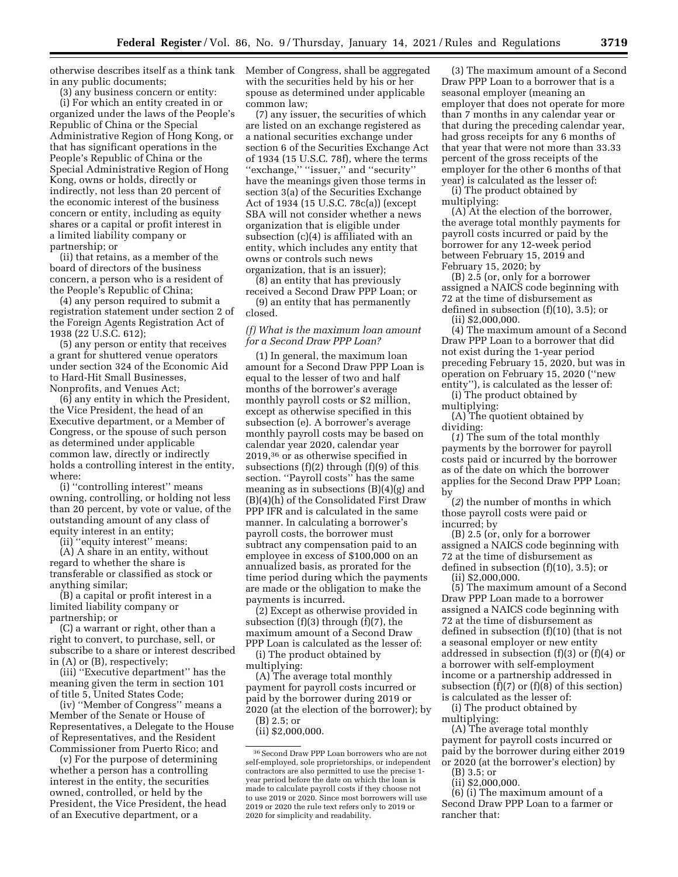otherwise describes itself as a think tank in any public documents;

(3) any business concern or entity:

(i) For which an entity created in or organized under the laws of the People's Republic of China or the Special Administrative Region of Hong Kong, or that has significant operations in the People's Republic of China or the Special Administrative Region of Hong Kong, owns or holds, directly or indirectly, not less than 20 percent of the economic interest of the business concern or entity, including as equity shares or a capital or profit interest in a limited liability company or partnership; or

(ii) that retains, as a member of the board of directors of the business concern, a person who is a resident of the People's Republic of China;

(4) any person required to submit a registration statement under section 2 of the Foreign Agents Registration Act of 1938 (22 U.S.C. 612);

(5) any person or entity that receives a grant for shuttered venue operators under section 324 of the Economic Aid to Hard-Hit Small Businesses, Nonprofits, and Venues Act;

(6) any entity in which the President, the Vice President, the head of an Executive department, or a Member of Congress, or the spouse of such person as determined under applicable common law, directly or indirectly holds a controlling interest in the entity, where:

(i) ''controlling interest'' means owning, controlling, or holding not less than 20 percent, by vote or value, of the outstanding amount of any class of equity interest in an entity;

(ii) ''equity interest'' means:

(A) A share in an entity, without regard to whether the share is transferable or classified as stock or anything similar;

(B) a capital or profit interest in a limited liability company or partnership; or

(C) a warrant or right, other than a right to convert, to purchase, sell, or subscribe to a share or interest described in (A) or (B), respectively;

(iii) ''Executive department'' has the meaning given the term in section 101 of title 5, United States Code;

(iv) ''Member of Congress'' means a Member of the Senate or House of Representatives, a Delegate to the House of Representatives, and the Resident Commissioner from Puerto Rico; and

(v) For the purpose of determining whether a person has a controlling interest in the entity, the securities owned, controlled, or held by the President, the Vice President, the head of an Executive department, or a Member of Congress, shall be aggregated with the securities held by his or her spouse as determined under applicable common law;

(7) any issuer, the securities of which are listed on an exchange registered as a national securities exchange under section 6 of the Securities Exchange Act of 1934 (15 U.S.C. 78f), where the terms ''exchange,'' ''issuer,'' and ''security'' have the meanings given those terms in section 3(a) of the Securities Exchange Act of 1934 (15 U.S.C. 78c(a)) (except SBA will not consider whether a news organization that is eligible under subsection (c)(4) is affiliated with an entity, which includes any entity that owns or controls such news organization, that is an issuer);

(8) an entity that has previously received a Second Draw PPP Loan; or

(9) an entity that has permanently closed.

*(f) What is the maximum loan amount for a Second Draw PPP Loan?*

(1) In general, the maximum loan amount for a Second Draw PPP Loan is equal to the lesser of two and half months of the borrower's average monthly payroll costs or $2 million, except as otherwise specified in this subsection (e). A borrower's average monthly payroll costs may be based on calendar year 2020, calendar year 2019,[36] or as otherwise specified in subsections (f)(2) through (f)(9) of this section. ''Payroll costs'' has the same meaning as in subsections (B)(4)(g) and (B)(4)(h) of the Consolidated First Draw PPP IFR and is calculated in the same manner. In calculating a borrower's payroll costs, the borrower must subtract any compensation paid to an employee in excess of $100,000 on an annualized basis, as prorated for the time period during which the payments are made or the obligation to make the payments is incurred.

(2) Except as otherwise provided in subsection (f)(3) through (f)(7), the maximum amount of a Second Draw PPP Loan is calculated as the lesser of:

(i) The product obtained by multiplying:

(A) The average total monthly payment for payroll costs incurred or paid by the borrower during 2019 or 2020 (at the election of the borrower); by

(B) 2.5; or

(ii) $2,000,000.

(3) The maximum amount of a Second Draw PPP Loan to a borrower that is a seasonal employer (meaning an employer that does not operate for more than 7 months in any calendar year or that during the preceding calendar year, had gross receipts for any 6 months of that year that were not more than 33.33 percent of the gross receipts of the employer for the other 6 months of that year) is calculated as the lesser of:

(i) The product obtained by multiplying:

(A) At the election of the borrower, the average total monthly payments for payroll costs incurred or paid by the borrower for any 12-week period between February 15, 2019 and February 15, 2020; by

(B) 2.5 (or, only for a borrower assigned a NAICS code beginning with 72 at the time of disbursement as defined in subsection (f)(10), 3.5); or

(ii) $2,000,000.

(4) The maximum amount of a Second Draw PPP Loan to a borrower that did not exist during the 1-year period preceding February 15, 2020, but was in operation on February 15, 2020 (''new entity''), is calculated as the lesser of:

(i) The product obtained by multiplying:

(A) The quotient obtained by dividing:

(*1*) The sum of the total monthly payments by the borrower for payroll costs paid or incurred by the borrower as of the date on which the borrower applies for the Second Draw PPP Loan; by

(*2*) the number of months in which those payroll costs were paid or incurred; by

(B) 2.5 (or, only for a borrower assigned a NAICS code beginning with 72 at the time of disbursement as defined in subsection (f)(10), 3.5); or

(ii) $2,000,000.

(5) The maximum amount of a Second Draw PPP Loan made to a borrower assigned a NAICS code beginning with 72 at the time of disbursement as defined in subsection (f)(10) (that is not a seasonal employer or new entity addressed in subsection (f)(3) or (f)(4) or a borrower with self-employment income or a partnership addressed in subsection (f)(7) or (f)(8) of this section) is calculated as the lesser of:

(i) The product obtained by multiplying:

(A) The average total monthly payment for payroll costs incurred or paid by the borrower during either 2019 or 2020 (at the borrower's election) by

(B) 3.5; or

(ii) $2,000,000.

(6) (i) The maximum amount of a Second Draw PPP Loan to a farmer or rancher that:

---

[36] Second Draw PPP Loan borrowers who are not self-employed, sole proprietorships, or independent contractors are also permitted to use the precise 1-year period before the date on which the loan is made to calculate payroll costs if they choose not to use 2019 or 2020. Since most borrowers will use 2019 or 2020 the rule text refers only to 2019 or 2020 for simplicity and readability.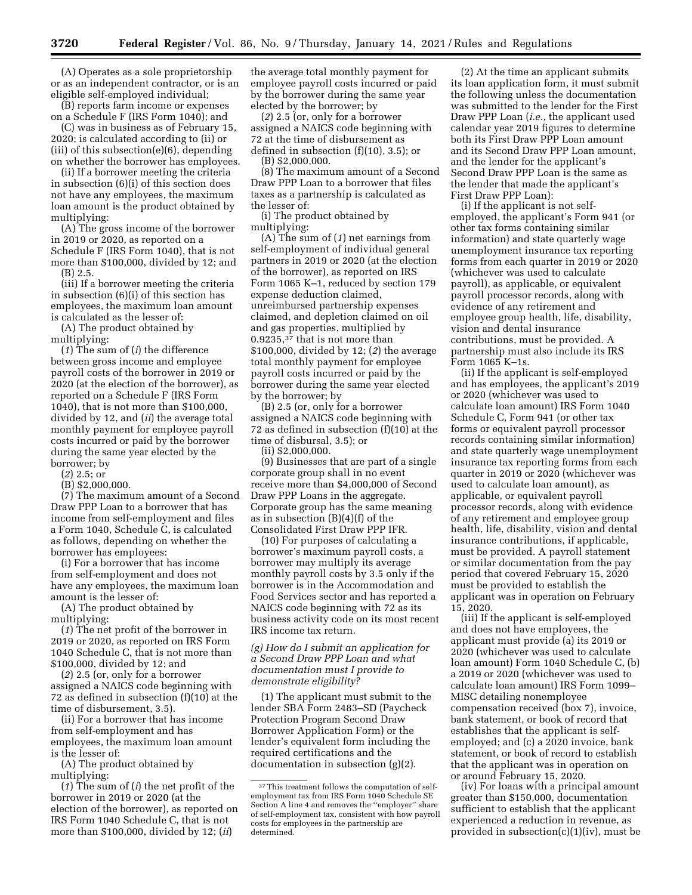(A) Operates as a sole proprietorship or as an independent contractor, or is an eligible self-employed individual;

(B) reports farm income or expenses on a Schedule F (IRS Form 1040); and

(C) was in business as of February 15, 2020; is calculated according to (ii) or (iii) of this subsection(e)(6), depending on whether the borrower has employees.

(ii) If a borrower meeting the criteria in subsection (6)(i) of this section does not have any employees, the maximum loan amount is the product obtained by multiplying:

(A) The gross income of the borrower in 2019 or 2020, as reported on a Schedule F (IRS Form 1040), that is not more than $100,000, divided by 12; and

(B) 2.5.

(iii) If a borrower meeting the criteria in subsection (6)(i) of this section has employees, the maximum loan amount is calculated as the lesser of:

(A) The product obtained by multiplying:

(*1*) The sum of (*i*) the difference between gross income and employee payroll costs of the borrower in 2019 or 2020 (at the election of the borrower), as reported on a Schedule F (IRS Form 1040), that is not more than $100,000, divided by 12, and (*ii*) the average total monthly payment for employee payroll costs incurred or paid by the borrower during the same year elected by the borrower; by

(*2*) 2.5; or

(B) $2,000,000.

(7) The maximum amount of a Second Draw PPP Loan to a borrower that has income from self-employment and files a Form 1040, Schedule C, is calculated as follows, depending on whether the borrower has employees:

(i) For a borrower that has income from self-employment and does not have any employees, the maximum loan amount is the lesser of:

(A) The product obtained by multiplying:

(*1*) The net profit of the borrower in 2019 or 2020, as reported on IRS Form 1040 Schedule C, that is not more than $100,000, divided by 12; and

(*2*) 2.5 (or, only for a borrower assigned a NAICS code beginning with 72 as defined in subsection (f)(10) at the time of disbursement, 3.5).

(ii) For a borrower that has income from self-employment and has employees, the maximum loan amount is the lesser of:

(A) The product obtained by multiplying:

(*1*) The sum of (*i*) the net profit of the borrower in 2019 or 2020 (at the election of the borrower), as reported on IRS Form 1040 Schedule C, that is not more than $100,000, divided by 12; (*ii*) the average total monthly payment for employee payroll costs incurred or paid by the borrower during the same year elected by the borrower; by

(*2*) 2.5 (or, only for a borrower assigned a NAICS code beginning with 72 at the time of disbursement as defined in subsection (f)(10), 3.5); or

(B) $2,000,000.

(8) The maximum amount of a Second Draw PPP Loan to a borrower that files taxes as a partnership is calculated as the lesser of:

(i) The product obtained by multiplying:

(A) The sum of (*1*) net earnings from self-employment of individual general partners in 2019 or 2020 (at the election of the borrower), as reported on IRS Form 1065 K–1, reduced by section 179 expense deduction claimed, unreimbursed partnership expenses claimed, and depletion claimed on oil and gas properties, multiplied by 0.9235,[37] that is not more than $100,000, divided by 12; (*2*) the average total monthly payment for employee payroll costs incurred or paid by the borrower during the same year elected by the borrower; by

(B) 2.5 (or, only for a borrower assigned a NAICS code beginning with 72 as defined in subsection (f)(10) at the time of disbursal, 3.5); or

(ii) $2,000,000.

(9) Businesses that are part of a single corporate group shall in no event receive more than $4,000,000 of Second Draw PPP Loans in the aggregate. Corporate group has the same meaning as in subsection (B)(4)(f) of the Consolidated First Draw PPP IFR.

(10) For purposes of calculating a borrower's maximum payroll costs, a borrower may multiply its average monthly payroll costs by 3.5 only if the borrower is in the Accommodation and Food Services sector and has reported a NAICS code beginning with 72 as its business activity code on its most recent IRS income tax return.

*(g) How do I submit an application for a Second Draw PPP Loan and what documentation must I provide to demonstrate eligibility?*

(1) The applicant must submit to the lender SBA Form 2483–SD (Paycheck Protection Program Second Draw Borrower Application Form) or the lender's equivalent form including the required certifications and the documentation in subsection (g)(2).

(2) At the time an applicant submits its loan application form, it must submit the following unless the documentation was submitted to the lender for the First Draw PPP Loan (*i.e.,* the applicant used calendar year 2019 figures to determine both its First Draw PPP Loan amount and its Second Draw PPP Loan amount, and the lender for the applicant's Second Draw PPP Loan is the same as the lender that made the applicant's First Draw PPP Loan):

(i) If the applicant is not self-employed, the applicant's Form 941 (or other tax forms containing similar information) and state quarterly wage unemployment insurance tax reporting forms from each quarter in 2019 or 2020 (whichever was used to calculate payroll), as applicable, or equivalent payroll processor records, along with evidence of any retirement and employee group health, life, disability, vision and dental insurance contributions, must be provided. A partnership must also include its IRS Form 1065 K–1s.

(ii) If the applicant is self-employed and has employees, the applicant's 2019 or 2020 (whichever was used to calculate loan amount) IRS Form 1040 Schedule C, Form 941 (or other tax forms or equivalent payroll processor records containing similar information) and state quarterly wage unemployment insurance tax reporting forms from each quarter in 2019 or 2020 (whichever was used to calculate loan amount), as applicable, or equivalent payroll processor records, along with evidence of any retirement and employee group health, life, disability, vision and dental insurance contributions, if applicable, must be provided. A payroll statement or similar documentation from the pay period that covered February 15, 2020 must be provided to establish the applicant was in operation on February 15, 2020.

(iii) If the applicant is self-employed and does not have employees, the applicant must provide (a) its 2019 or 2020 (whichever was used to calculate loan amount) Form 1040 Schedule C, (b) a 2019 or 2020 (whichever was used to calculate loan amount) IRS Form 1099–MISC detailing nonemployee compensation received (box 7), invoice, bank statement, or book of record that establishes that the applicant is self-employed; and (c) a 2020 invoice, bank statement, or book of record to establish that the applicant was in operation on or around February 15, 2020.

(iv) For loans with a principal amount greater than $150,000, documentation sufficient to establish that the applicant experienced a reduction in revenue, as provided in subsection(c)(1)(iv), must be

[37] This treatment follows the computation of self-employment tax from IRS Form 1040 Schedule SE Section A line 4 and removes the "employer" share of self-employment tax, consistent with how payroll costs for employees in the partnership are determined.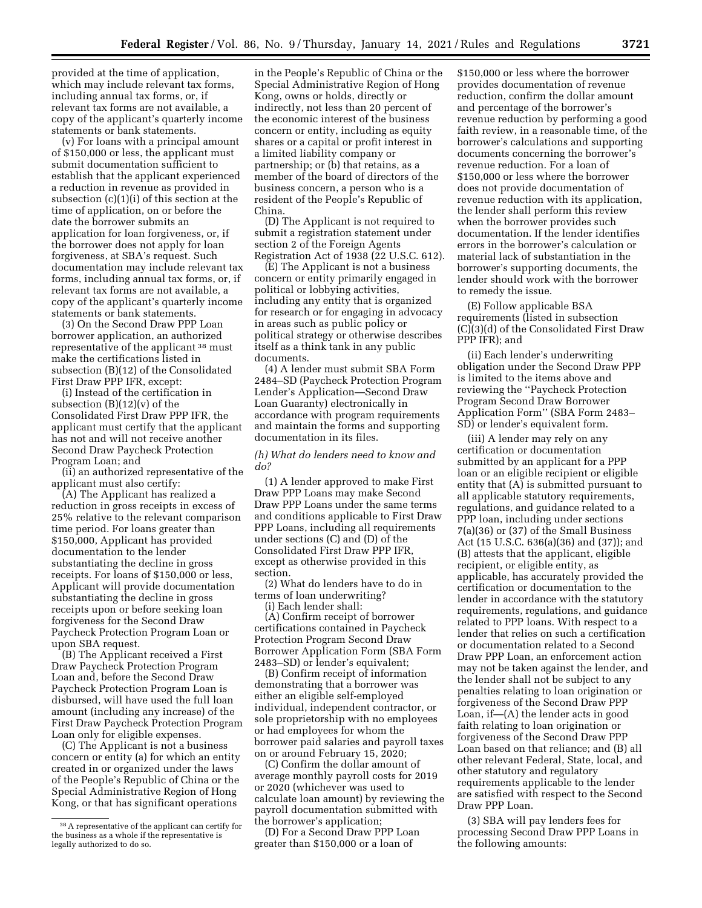provided at the time of application, which may include relevant tax forms, including annual tax forms, or, if relevant tax forms are not available, a copy of the applicant's quarterly income statements or bank statements.

(v) For loans with a principal amount of $150,000 or less, the applicant must submit documentation sufficient to establish that the applicant experienced a reduction in revenue as provided in subsection (c)(1)(i) of this section at the time of application, on or before the date the borrower submits an application for loan forgiveness, or, if the borrower does not apply for loan forgiveness, at SBA's request. Such documentation may include relevant tax forms, including annual tax forms, or, if relevant tax forms are not available, a copy of the applicant's quarterly income statements or bank statements.

(3) On the Second Draw PPP Loan borrower application, an authorized representative of the applicant [38] must make the certifications listed in subsection (B)(12) of the Consolidated First Draw PPP IFR, except:

(i) Instead of the certification in subsection (B)(12)(v) of the Consolidated First Draw PPP IFR, the applicant must certify that the applicant has not and will not receive another Second Draw Paycheck Protection Program Loan; and

(ii) an authorized representative of the applicant must also certify:

(A) The Applicant has realized a reduction in gross receipts in excess of 25% relative to the relevant comparison time period. For loans greater than $150,000, Applicant has provided documentation to the lender substantiating the decline in gross receipts. For loans of $150,000 or less, Applicant will provide documentation substantiating the decline in gross receipts upon or before seeking loan forgiveness for the Second Draw Paycheck Protection Program Loan or upon SBA request.

(B) The Applicant received a First Draw Paycheck Protection Program Loan and, before the Second Draw Paycheck Protection Program Loan is disbursed, will have used the full loan amount (including any increase) of the First Draw Paycheck Protection Program Loan only for eligible expenses.

(C) The Applicant is not a business concern or entity (a) for which an entity created in or organized under the laws of the People's Republic of China or the Special Administrative Region of Hong Kong, or that has significant operations in the People's Republic of China or the Special Administrative Region of Hong Kong, owns or holds, directly or indirectly, not less than 20 percent of the economic interest of the business concern or entity, including as equity shares or a capital or profit interest in a limited liability company or partnership; or (b) that retains, as a member of the board of directors of the business concern, a person who is a resident of the People's Republic of China.

(D) The Applicant is not required to submit a registration statement under section 2 of the Foreign Agents Registration Act of 1938 (22 U.S.C. 612).

(E) The Applicant is not a business concern or entity primarily engaged in political or lobbying activities, including any entity that is organized for research or for engaging in advocacy in areas such as public policy or political strategy or otherwise describes itself as a think tank in any public documents.

(4) A lender must submit SBA Form 2484–SD (Paycheck Protection Program Lender's Application—Second Draw Loan Guaranty) electronically in accordance with program requirements and maintain the forms and supporting documentation in its files.

*(h) What do lenders need to know and do?*

(1) A lender approved to make First Draw PPP Loans may make Second Draw PPP Loans under the same terms and conditions applicable to First Draw PPP Loans, including all requirements under sections (C) and (D) of the Consolidated First Draw PPP IFR, except as otherwise provided in this section.

(2) What do lenders have to do in terms of loan underwriting?

(i) Each lender shall:

(A) Confirm receipt of borrower certifications contained in Paycheck Protection Program Second Draw Borrower Application Form (SBA Form 2483–SD) or lender's equivalent;

(B) Confirm receipt of information demonstrating that a borrower was either an eligible self-employed individual, independent contractor, or sole proprietorship with no employees or had employees for whom the borrower paid salaries and payroll taxes on or around February 15, 2020;

(C) Confirm the dollar amount of average monthly payroll costs for 2019 or 2020 (whichever was used to calculate loan amount) by reviewing the payroll documentation submitted with the borrower's application;

(D) For a Second Draw PPP Loan greater than $150,000 or a loan of $150,000 or less where the borrower provides documentation of revenue reduction, confirm the dollar amount and percentage of the borrower's revenue reduction by performing a good faith review, in a reasonable time, of the borrower's calculations and supporting documents concerning the borrower's revenue reduction. For a loan of $150,000 or less where the borrower does not provide documentation of revenue reduction with its application, the lender shall perform this review when the borrower provides such documentation. If the lender identifies errors in the borrower's calculation or material lack of substantiation in the borrower's supporting documents, the lender should work with the borrower to remedy the issue.

(E) Follow applicable BSA requirements (listed in subsection (C)(3)(d) of the Consolidated First Draw PPP IFR); and

(ii) Each lender's underwriting obligation under the Second Draw PPP is limited to the items above and reviewing the "Paycheck Protection Program Second Draw Borrower Application Form" (SBA Form 2483–SD) or lender's equivalent form.

(iii) A lender may rely on any certification or documentation submitted by an applicant for a PPP loan or an eligible recipient or eligible entity that (A) is submitted pursuant to all applicable statutory requirements, regulations, and guidance related to a PPP loan, including under sections 7(a)(36) or (37) of the Small Business Act (15 U.S.C. 636(a)(36) and (37)); and (B) attests that the applicant, eligible recipient, or eligible entity, as applicable, has accurately provided the certification or documentation to the lender in accordance with the statutory requirements, regulations, and guidance related to PPP loans. With respect to a lender that relies on such a certification or documentation related to a Second Draw PPP Loan, an enforcement action may not be taken against the lender, and the lender shall not be subject to any penalties relating to loan origination or forgiveness of the Second Draw PPP Loan, if—(A) the lender acts in good faith relating to loan origination or forgiveness of the Second Draw PPP Loan based on that reliance; and (B) all other relevant Federal, State, local, and other statutory and regulatory requirements applicable to the lender are satisfied with respect to the Second Draw PPP Loan.

(3) SBA will pay lenders fees for processing Second Draw PPP Loans in the following amounts:

[38] A representative of the applicant can certify for the business as a whole if the representative is legally authorized to do so.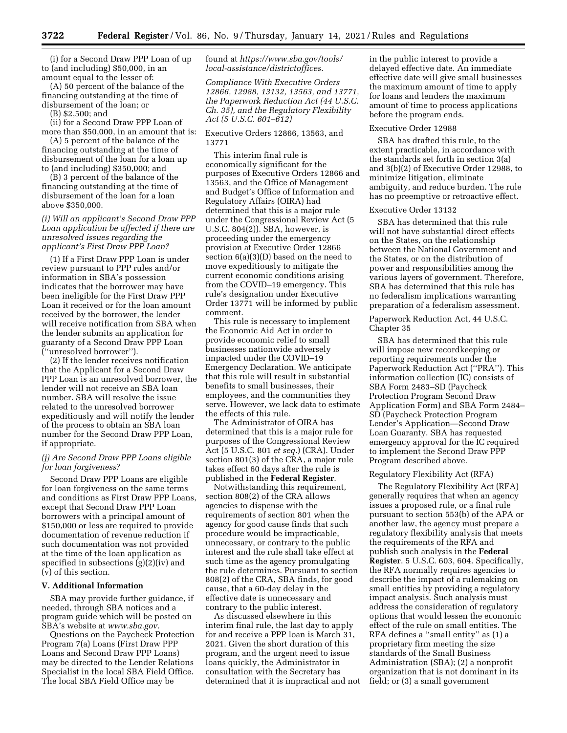(i) for a Second Draw PPP Loan of up to (and including) $50,000, in an amount equal to the lesser of:

(A) 50 percent of the balance of the financing outstanding at the time of disbursement of the loan; or

(B) $2,500; and

(ii) for a Second Draw PPP Loan of more than $50,000, in an amount that is:

(A) 5 percent of the balance of the financing outstanding at the time of disbursement of the loan for a loan up to (and including) $350,000; and

(B) 3 percent of the balance of the financing outstanding at the time of disbursement of the loan for a loan above $350,000.

*(i) Will an applicant's Second Draw PPP Loan application be affected if there are unresolved issues regarding the applicant's First Draw PPP Loan?*

(1) If a First Draw PPP Loan is under review pursuant to PPP rules and/or information in SBA's possession indicates that the borrower may have been ineligible for the First Draw PPP Loan it received or for the loan amount received by the borrower, the lender will receive notification from SBA when the lender submits an application for guaranty of a Second Draw PPP Loan (''unresolved borrower'').

(2) If the lender receives notification that the Applicant for a Second Draw PPP Loan is an unresolved borrower, the lender will not receive an SBA loan number. SBA will resolve the issue related to the unresolved borrower expeditiously and will notify the lender of the process to obtain an SBA loan number for the Second Draw PPP Loan, if appropriate.

*(j) Are Second Draw PPP Loans eligible for loan forgiveness?*

Second Draw PPP Loans are eligible for loan forgiveness on the same terms and conditions as First Draw PPP Loans, except that Second Draw PPP Loan borrowers with a principal amount of $150,000 or less are required to provide documentation of revenue reduction if such documentation was not provided at the time of the loan application as specified in subsections (g)(2)(iv) and (v) of this section.

## V. Additional Information

SBA may provide further guidance, if needed, through SBA notices and a program guide which will be posted on SBA's website at *www.sba.gov.*

Questions on the Paycheck Protection Program 7(a) Loans (First Draw PPP Loans and Second Draw PPP Loans) may be directed to the Lender Relations Specialist in the local SBA Field Office. The local SBA Field Office may be found at *https://www.sba.gov/tools/local-assistance/districtoffices.*

*Compliance With Executive Orders 12866, 12988, 13132, 13563, and 13771, the Paperwork Reduction Act (44 U.S.C. Ch. 35), and the Regulatory Flexibility Act (5 U.S.C. 601–612)*

### Executive Orders 12866, 13563, and 13771

This interim final rule is economically significant for the purposes of Executive Orders 12866 and 13563, and the Office of Management and Budget's Office of Information and Regulatory Affairs (OIRA) had determined that this is a major rule under the Congressional Review Act (5 U.S.C. 804(2)). SBA, however, is proceeding under the emergency provision at Executive Order 12866 section 6(a)(3)(D) based on the need to move expeditiously to mitigate the current economic conditions arising from the COVID–19 emergency. This rule's designation under Executive Order 13771 will be informed by public comment.

This rule is necessary to implement the Economic Aid Act in order to provide economic relief to small businesses nationwide adversely impacted under the COVID–19 Emergency Declaration. We anticipate that this rule will result in substantial benefits to small businesses, their employees, and the communities they serve. However, we lack data to estimate the effects of this rule.

The Administrator of OIRA has determined that this is a major rule for purposes of the Congressional Review Act (5 U.S.C. 801 *et seq.*) (CRA). Under section 801(3) of the CRA, a major rule takes effect 60 days after the rule is published in the **Federal Register**.

Notwithstanding this requirement, section 808(2) of the CRA allows agencies to dispense with the requirements of section 801 when the agency for good cause finds that such procedure would be impracticable, unnecessary, or contrary to the public interest and the rule shall take effect at such time as the agency promulgating the rule determines. Pursuant to section 808(2) of the CRA, SBA finds, for good cause, that a 60-day delay in the effective date is unnecessary and contrary to the public interest.

As discussed elsewhere in this interim final rule, the last day to apply for and receive a PPP loan is March 31, 2021. Given the short duration of this program, and the urgent need to issue loans quickly, the Administrator in consultation with the Secretary has determined that it is impractical and not in the public interest to provide a delayed effective date. An immediate effective date will give small businesses the maximum amount of time to apply for loans and lenders the maximum amount of time to process applications before the program ends.

### Executive Order 12988

SBA has drafted this rule, to the extent practicable, in accordance with the standards set forth in section 3(a) and 3(b)(2) of Executive Order 12988, to minimize litigation, eliminate ambiguity, and reduce burden. The rule has no preemptive or retroactive effect.

### Executive Order 13132

SBA has determined that this rule will not have substantial direct effects on the States, on the relationship between the National Government and the States, or on the distribution of power and responsibilities among the various layers of government. Therefore, SBA has determined that this rule has no federalism implications warranting preparation of a federalism assessment.

### Paperwork Reduction Act, 44 U.S.C. Chapter 35

SBA has determined that this rule will impose new recordkeeping or reporting requirements under the Paperwork Reduction Act (''PRA''). This information collection (IC) consists of SBA Form 2483–SD (Paycheck Protection Program Second Draw Application Form) and SBA Form 2484–SD (Paycheck Protection Program Lender's Application—Second Draw Loan Guaranty. SBA has requested emergency approval for the IC required to implement the Second Draw PPP Program described above.

### Regulatory Flexibility Act (RFA)

The Regulatory Flexibility Act (RFA) generally requires that when an agency issues a proposed rule, or a final rule pursuant to section 553(b) of the APA or another law, the agency must prepare a regulatory flexibility analysis that meets the requirements of the RFA and publish such analysis in the **Federal Register**. 5 U.S.C. 603, 604. Specifically, the RFA normally requires agencies to describe the impact of a rulemaking on small entities by providing a regulatory impact analysis. Such analysis must address the consideration of regulatory options that would lessen the economic effect of the rule on small entities. The RFA defines a ''small entity'' as (1) a proprietary firm meeting the size standards of the Small Business Administration (SBA); (2) a nonprofit organization that is not dominant in its field; or (3) a small government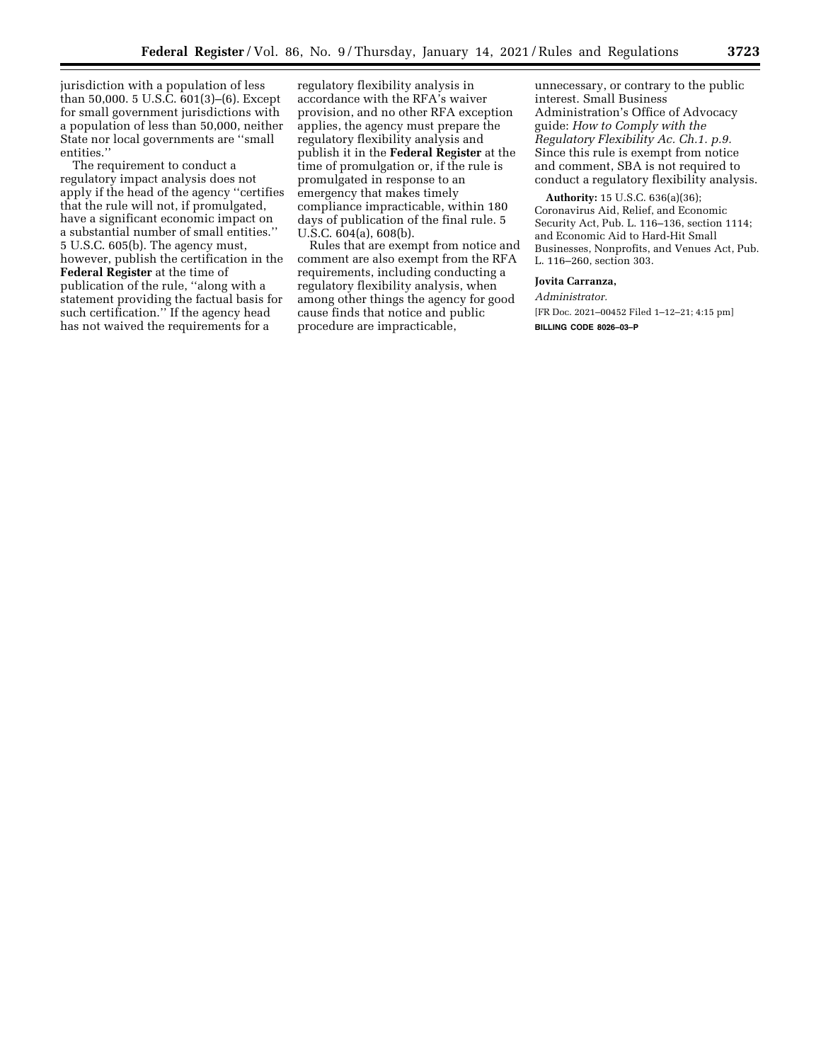jurisdiction with a population of less than 50,000. 5 U.S.C. 601(3)–(6). Except for small government jurisdictions with a population of less than 50,000, neither State nor local governments are ''small entities.''

The requirement to conduct a regulatory impact analysis does not apply if the head of the agency ''certifies that the rule will not, if promulgated, have a significant economic impact on a substantial number of small entities.'' 5 U.S.C. 605(b). The agency must, however, publish the certification in the **Federal Register** at the time of publication of the rule, ''along with a statement providing the factual basis for such certification.'' If the agency head has not waived the requirements for a regulatory flexibility analysis in accordance with the RFA's waiver provision, and no other RFA exception applies, the agency must prepare the regulatory flexibility analysis and publish it in the **Federal Register** at the time of promulgation or, if the rule is promulgated in response to an emergency that makes timely compliance impracticable, within 180 days of publication of the final rule. 5 U.S.C. 604(a), 608(b).

Rules that are exempt from notice and comment are also exempt from the RFA requirements, including conducting a regulatory flexibility analysis, when among other things the agency for good cause finds that notice and public procedure are impracticable, unnecessary, or contrary to the public interest. Small Business Administration's Office of Advocacy guide: *How to Comply with the Regulatory Flexibility Ac. Ch.1. p.9.* Since this rule is exempt from notice and comment, SBA is not required to conduct a regulatory flexibility analysis.

**Authority:** 15 U.S.C. 636(a)(36); Coronavirus Aid, Relief, and Economic Security Act, Pub. L. 116–136, section 1114; and Economic Aid to Hard-Hit Small Businesses, Nonprofits, and Venues Act, Pub. L. 116–260, section 303.

**Jovita Carranza,**

*Administrator.*

[FR Doc. 2021–00452 Filed 1–12–21; 4:15 pm]

**BILLING CODE 8026–03–P**